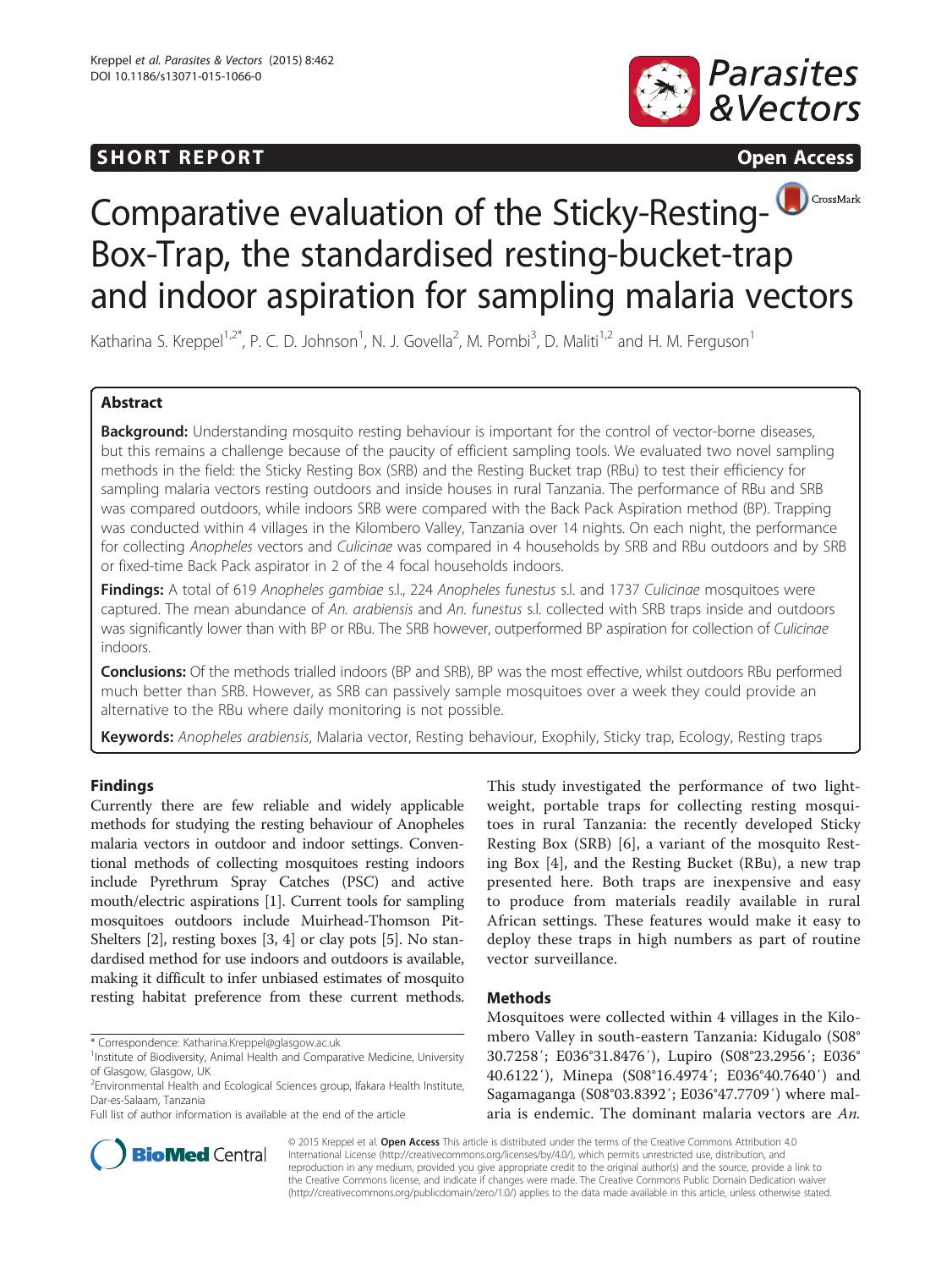SHORT REPORT

Open Access

# Comparative evaluation of the Sticky-Resting-Box-Trap, the standardised resting-bucket-trap and indoor aspiration for sampling malaria vectors

Katharina S. Kreppel[1,2*], P. C. D. Johnson[1], N. J. Govella[2], M. Pombi[3], D. Maliti[1,2] and H. M. Ferguson[1]

## Abstract

**Background:** Understanding mosquito resting behaviour is important for the control of vector-borne diseases, but this remains a challenge because of the paucity of efficient sampling tools. We evaluated two novel sampling methods in the field: the Sticky Resting Box (SRB) and the Resting Bucket trap (RBu) to test their efficiency for sampling malaria vectors resting outdoors and inside houses in rural Tanzania. The performance of RBu and SRB was compared outdoors, while indoors SRB were compared with the Back Pack Aspiration method (BP). Trapping was conducted within 4 villages in the Kilombero Valley, Tanzania over 14 nights. On each night, the performance for collecting *Anopheles* vectors and *Culicinae* was compared in 4 households by SRB and RBu outdoors and by SRB or fixed-time Back Pack aspirator in 2 of the 4 focal households indoors.

**Findings:** A total of 619 *Anopheles gambiae* s.l., 224 *Anopheles funestus* s.l. and 1737 *Culicinae* mosquitoes were captured. The mean abundance of *An. arabiensis* and *An. funestus* s.l. collected with SRB traps inside and outdoors was significantly lower than with BP or RBu. The SRB however, outperformed BP aspiration for collection of *Culicinae* indoors.

**Conclusions:** Of the methods trialled indoors (BP and SRB), BP was the most effective, whilst outdoors RBu performed much better than SRB. However, as SRB can passively sample mosquitoes over a week they could provide an alternative to the RBu where daily monitoring is not possible.

**Keywords:** *Anopheles arabiensis*, Malaria vector, Resting behaviour, Exophily, Sticky trap, Ecology, Resting traps

## Findings

Currently there are few reliable and widely applicable methods for studying the resting behaviour of Anopheles malaria vectors in outdoor and indoor settings. Conventional methods of collecting mosquitoes resting indoors include Pyrethrum Spray Catches (PSC) and active mouth/electric aspirations [1]. Current tools for sampling mosquitoes outdoors include Muirhead-Thomson Pit-Shelters [2], resting boxes [3, 4] or clay pots [5]. No standardised method for use indoors and outdoors is available, making it difficult to infer unbiased estimates of mosquito resting habitat preference from these current methods. This study investigated the performance of two lightweight, portable traps for collecting resting mosquitoes in rural Tanzania: the recently developed Sticky Resting Box (SRB) [6], a variant of the mosquito Resting Box [4], and the Resting Bucket (RBu), a new trap presented here. Both traps are inexpensive and easy to produce from materials readily available in rural African settings. These features would make it easy to deploy these traps in high numbers as part of routine vector surveillance.

## Methods

Mosquitoes were collected within 4 villages in the Kilombero Valley in south-eastern Tanzania: Kidugalo (S08°30.7258′; E036°31.8476′), Lupiro (S08°23.2956′; E036°40.6122′), Minepa (S08°16.4974′; E036°40.7640′) and Sagamaganga (S08°03.8392′; E036°47.7709′) where malaria is endemic. The dominant malaria vectors are *An.*

\* Correspondence: Katharina.Kreppel@glasgow.ac.uk
[1]Institute of Biodiversity, Animal Health and Comparative Medicine, University of Glasgow, Glasgow, UK
[2]Environmental Health and Ecological Sciences group, Ifakara Health Institute, Dar-es-Salaam, Tanzania
Full list of author information is available at the end of the article

© 2015 Kreppel et al. **Open Access** This article is distributed under the terms of the Creative Commons Attribution 4.0 International License (http://creativecommons.org/licenses/by/4.0/), which permits unrestricted use, distribution, and reproduction in any medium, provided you give appropriate credit to the original author(s) and the source, provide a link to the Creative Commons license, and indicate if changes were made. The Creative Commons Public Domain Dedication waiver (http://creativecommons.org/publicdomain/zero/1.0/) applies to the data made available in this article, unless otherwise stated.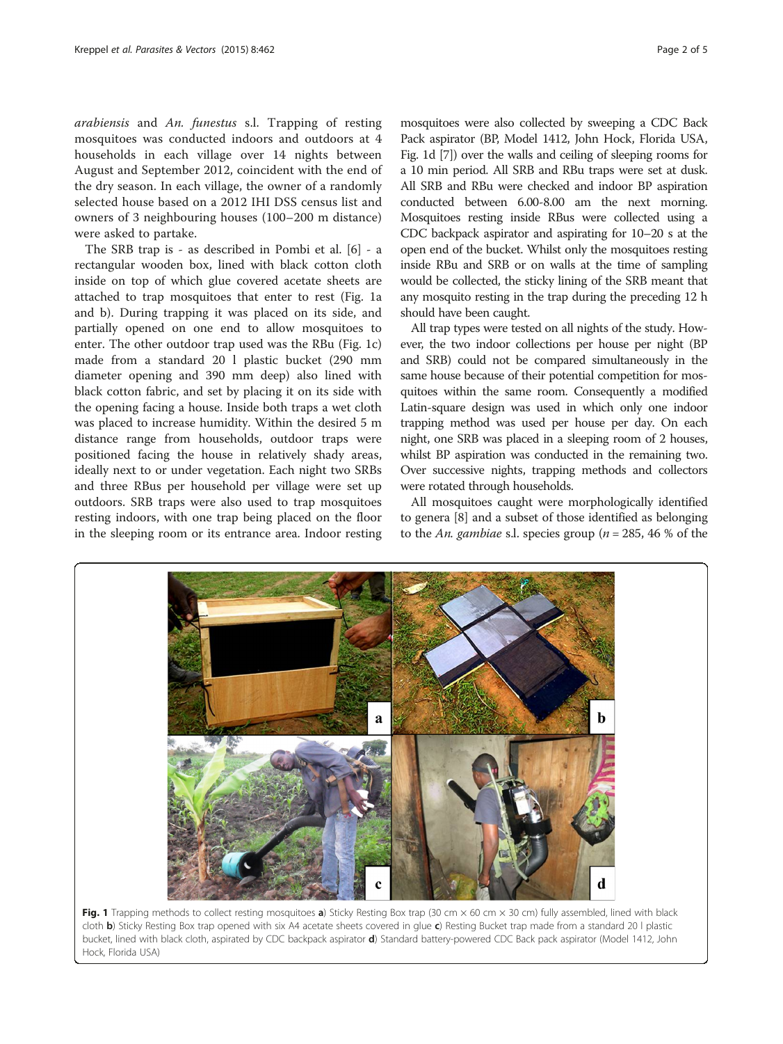*arabiensis* and *An. funestus* s.l. Trapping of resting mosquitoes was conducted indoors and outdoors at 4 households in each village over 14 nights between August and September 2012, coincident with the end of the dry season. In each village, the owner of a randomly selected house based on a 2012 IHI DSS census list and owners of 3 neighbouring houses (100–200 m distance) were asked to partake.

The SRB trap is - as described in Pombi et al. [6] - a rectangular wooden box, lined with black cotton cloth inside on top of which glue covered acetate sheets are attached to trap mosquitoes that enter to rest (Fig. 1a and b). During trapping it was placed on its side, and partially opened on one end to allow mosquitoes to enter. The other outdoor trap used was the RBu (Fig. 1c) made from a standard 20 l plastic bucket (290 mm diameter opening and 390 mm deep) also lined with black cotton fabric, and set by placing it on its side with the opening facing a house. Inside both traps a wet cloth was placed to increase humidity. Within the desired 5 m distance range from households, outdoor traps were positioned facing the house in relatively shady areas, ideally next to or under vegetation. Each night two SRBs and three RBus per household per village were set up outdoors. SRB traps were also used to trap mosquitoes resting indoors, with one trap being placed on the floor in the sleeping room or its entrance area. Indoor resting mosquitoes were also collected by sweeping a CDC Back Pack aspirator (BP, Model 1412, John Hock, Florida USA, Fig. 1d [7]) over the walls and ceiling of sleeping rooms for a 10 min period. All SRB and RBu traps were set at dusk. All SRB and RBu were checked and indoor BP aspiration conducted between 6.00-8.00 am the next morning. Mosquitoes resting inside RBus were collected using a CDC backpack aspirator and aspirating for 10–20 s at the open end of the bucket. Whilst only the mosquitoes resting inside RBu and SRB or on walls at the time of sampling would be collected, the sticky lining of the SRB meant that any mosquito resting in the trap during the preceding 12 h should have been caught.

All trap types were tested on all nights of the study. However, the two indoor collections per house per night (BP and SRB) could not be compared simultaneously in the same house because of their potential competition for mosquitoes within the same room. Consequently a modified Latin-square design was used in which only one indoor trapping method was used per house per day. On each night, one SRB was placed in a sleeping room of 2 houses, whilst BP aspiration was conducted in the remaining two. Over successive nights, trapping methods and collectors were rotated through households.

All mosquitoes caught were morphologically identified to genera [8] and a subset of those identified as belonging to the *An. gambiae* s.l. species group ($n = 285$, 46 % of the

**Fig. 1** Trapping methods to collect resting mosquitoes **a**) Sticky Resting Box trap (30 cm × 60 cm × 30 cm) fully assembled, lined with black cloth **b**) Sticky Resting Box trap opened with six A4 acetate sheets covered in glue **c**) Resting Bucket trap made from a standard 20 l plastic bucket, lined with black cloth, aspirated by CDC backpack aspirator **d**) Standard battery-powered CDC Back pack aspirator (Model 1412, John Hock, Florida USA)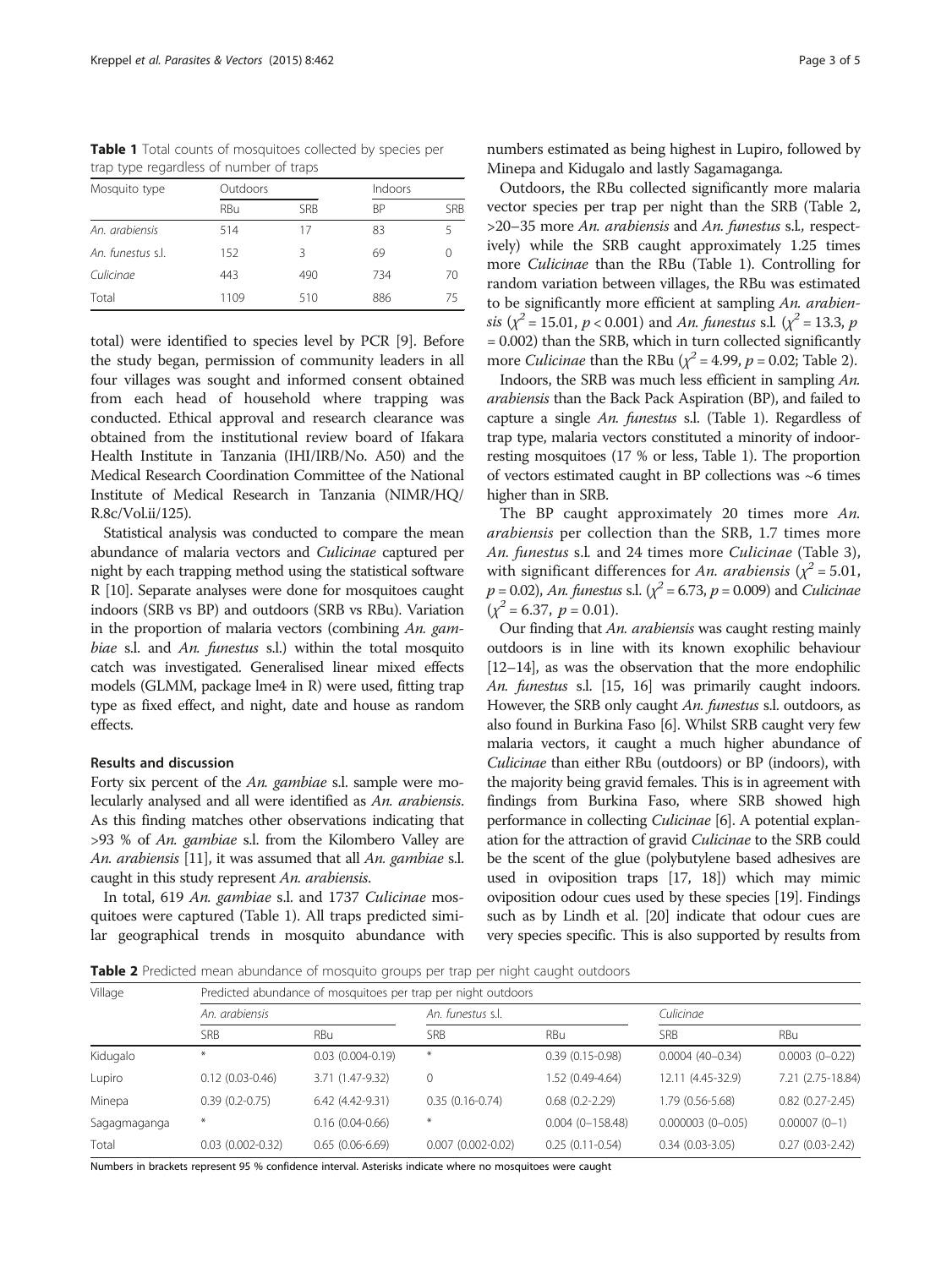**Table 1** Total counts of mosquitoes collected by species per trap type regardless of number of traps

| Mosquito type | Outdoors | | Indoors | |
|---|---|---|---|---|
| | RBu | SRB | BP | SRB |
| *An. arabiensis* | 514 | 17 | 83 | 5 |
| *An. funestus* s.l. | 152 | 3 | 69 | 0 |
| *Culicinae* | 443 | 490 | 734 | 70 |
| Total | 1109 | 510 | 886 | 75 |

total) were identified to species level by PCR [9]. Before the study began, permission of community leaders in all four villages was sought and informed consent obtained from each head of household where trapping was conducted. Ethical approval and research clearance was obtained from the institutional review board of Ifakara Health Institute in Tanzania (IHI/IRB/No. A50) and the Medical Research Coordination Committee of the National Institute of Medical Research in Tanzania (NIMR/HQ/R.8c/Vol.ii/125).

Statistical analysis was conducted to compare the mean abundance of malaria vectors and *Culicinae* captured per night by each trapping method using the statistical software R [10]. Separate analyses were done for mosquitoes caught indoors (SRB vs BP) and outdoors (SRB vs RBu). Variation in the proportion of malaria vectors (combining *An. gambiae* s.l. and *An. funestus* s.l.) within the total mosquito catch was investigated. Generalised linear mixed effects models (GLMM, package lme4 in R) were used, fitting trap type as fixed effect, and night, date and house as random effects.

## Results and discussion

Forty six percent of the *An. gambiae* s.l. sample were molecularly analysed and all were identified as *An. arabiensis*. As this finding matches other observations indicating that >93 % of *An. gambiae* s.l. from the Kilombero Valley are *An. arabiensis* [11], it was assumed that all *An. gambiae* s.l. caught in this study represent *An. arabiensis*.

In total, 619 *An. gambiae* s.l. and 1737 *Culicinae* mosquitoes were captured (Table 1). All traps predicted similar geographical trends in mosquito abundance with numbers estimated as being highest in Lupiro, followed by Minepa and Kidugalo and lastly Sagamaganga.

Outdoors, the RBu collected significantly more malaria vector species per trap per night than the SRB (Table 2, >20–35 more *An. arabiensis* and *An. funestus* s.l., respectively) while the SRB caught approximately 1.25 times more *Culicinae* than the RBu (Table 1). Controlling for random variation between villages, the RBu was estimated to be significantly more efficient at sampling *An. arabiensis* ($\chi^2 = 15.01$, $p < 0.001$) and *An. funestus* s.l. ($\chi^2 = 13.3$, $p = 0.002$) than the SRB, which in turn collected significantly more *Culicinae* than the RBu ($\chi^2 = 4.99$, $p = 0.02$; Table 2).

Indoors, the SRB was much less efficient in sampling *An. arabiensis* than the Back Pack Aspiration (BP), and failed to capture a single *An. funestus* s.l. (Table 1). Regardless of trap type, malaria vectors constituted a minority of indoor-resting mosquitoes (17 % or less, Table 1). The proportion of vectors estimated caught in BP collections was ~6 times higher than in SRB.

The BP caught approximately 20 times more *An. arabiensis* per collection than the SRB, 1.7 times more *An. funestus* s.l. and 24 times more *Culicinae* (Table 3), with significant differences for *An. arabiensis* ($\chi^2 = 5.01$, $p = 0.02$), *An. funestus* s.l. ($\chi^2 = 6.73$, $p = 0.009$) and *Culicinae* ($\chi^2 = 6.37$, $p = 0.01$).

Our finding that *An. arabiensis* was caught resting mainly outdoors is in line with its known exophilic behaviour [12–14], as was the observation that the more endophilic *An. funestus* s.l. [15, 16] was primarily caught indoors. However, the SRB only caught *An. funestus* s.l. outdoors, as also found in Burkina Faso [6]. Whilst SRB caught very few malaria vectors, it caught a much higher abundance of *Culicinae* than either RBu (outdoors) or BP (indoors), with the majority being gravid females. This is in agreement with findings from Burkina Faso, where SRB showed high performance in collecting *Culicinae* [6]. A potential explanation for the attraction of gravid *Culicinae* to the SRB could be the scent of the glue (polybutylene based adhesives are used in oviposition traps [17, 18]) which may mimic oviposition odour cues used by these species [19]. Findings such as by Lindh et al. [20] indicate that odour cues are very species specific. This is also supported by results from

**Table 2** Predicted mean abundance of mosquito groups per trap per night caught outdoors

| Village | Predicted abundance of mosquitoes per trap per night outdoors | | | | | |
|---|---|---|---|---|---|---|
| | *An. arabiensis* | | *An. funestus* s.l. | | *Culicinae* | |
| | SRB | RBu | SRB | RBu | SRB | RBu |
| Kidugalo | * | 0.03 (0.004-0.19) | * | 0.39 (0.15-0.98) | 0.0004 (40–0.34) | 0.0003 (0–0.22) |
| Lupiro | 0.12 (0.03-0.46) | 3.71 (1.47-9.32) | 0 | 1.52 (0.49-4.64) | 12.11 (4.45-32.9) | 7.21 (2.75-18.84) |
| Minepa | 0.39 (0.2-0.75) | 6.42 (4.42-9.31) | 0.35 (0.16-0.74) | 0.68 (0.2-2.29) | 1.79 (0.56-5.68) | 0.82 (0.27-2.45) |
| Sagagmaganga | * | 0.16 (0.04-0.66) | * | 0.004 (0–158.48) | 0.000003 (0–0.05) | 0.00007 (0–1) |
| Total | 0.03 (0.002-0.32) | 0.65 (0.06-6.69) | 0.007 (0.002-0.02) | 0.25 (0.11-0.54) | 0.34 (0.03-3.05) | 0.27 (0.03-2.42) |

Numbers in brackets represent 95 % confidence interval. Asterisks indicate where no mosquitoes were caught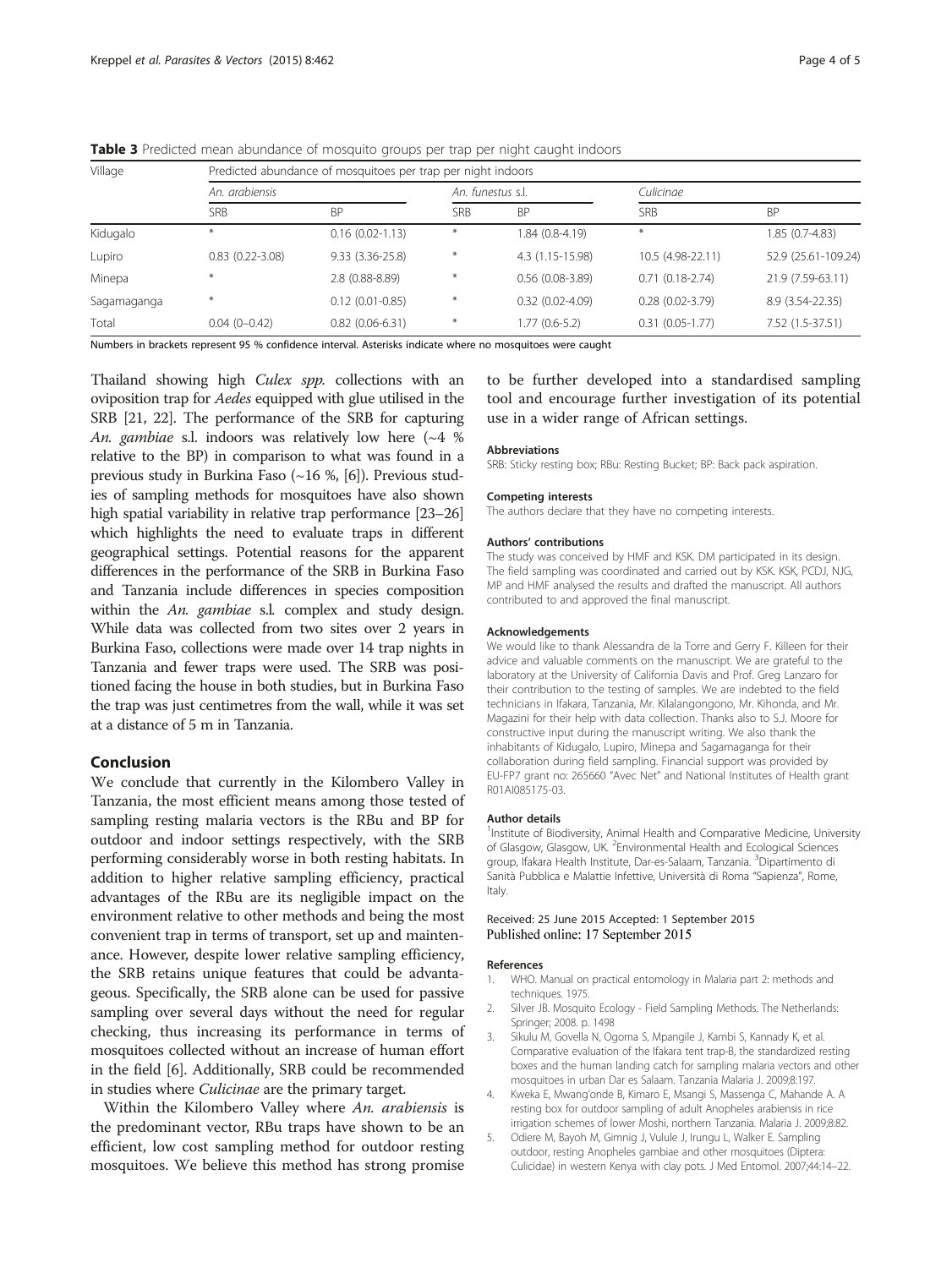**Table 3** Predicted mean abundance of mosquito groups per trap per night caught indoors

| Village | Predicted abundance of mosquitoes per trap per night indoors | | | | | |
|---|---|---|---|---|---|---|
| | *An. arabiensis* | | *An. funestus* s.l. | | *Culicinae* | |
| | SRB | BP | SRB | BP | SRB | BP |
| Kidugalo | * | 0.16 (0.02-1.13) | * | 1.84 (0.8-4.19) | * | 1.85 (0.7-4.83) |
| Lupiro | 0.83 (0.22-3.08) | 9.33 (3.36-25.8) | * | 4.3 (1.15-15.98) | 10.5 (4.98-22.11) | 52.9 (25.61-109.24) |
| Minepa | * | 2.8 (0.88-8.89) | * | 0.56 (0.08-3.89) | 0.71 (0.18-2.74) | 21.9 (7.59-63.11) |
| Sagamaganga | * | 0.12 (0.01-0.85) | * | 0.32 (0.02-4.09) | 0.28 (0.02-3.79) | 8.9 (3.54-22.35) |
| Total | 0.04 (0–0.42) | 0.82 (0.06-6.31) | * | 1.77 (0.6-5.2) | 0.31 (0.05-1.77) | 7.52 (1.5-37.51) |

Numbers in brackets represent 95 % confidence interval. Asterisks indicate where no mosquitoes were caught

Thailand showing high *Culex spp.* collections with an oviposition trap for *Aedes* equipped with glue utilised in the SRB [21, 22]. The performance of the SRB for capturing *An. gambiae* s.l. indoors was relatively low here (~4 % relative to the BP) in comparison to what was found in a previous study in Burkina Faso (~16 %, [6]). Previous studies of sampling methods for mosquitoes have also shown high spatial variability in relative trap performance [23–26] which highlights the need to evaluate traps in different geographical settings. Potential reasons for the apparent differences in the performance of the SRB in Burkina Faso and Tanzania include differences in species composition within the *An. gambiae* s.l. complex and study design. While data was collected from two sites over 2 years in Burkina Faso, collections were made over 14 trap nights in Tanzania and fewer traps were used. The SRB was positioned facing the house in both studies, but in Burkina Faso the trap was just centimetres from the wall, while it was set at a distance of 5 m in Tanzania.

## Conclusion

We conclude that currently in the Kilombero Valley in Tanzania, the most efficient means among those tested of sampling resting malaria vectors is the RBu and BP for outdoor and indoor settings respectively, with the SRB performing considerably worse in both resting habitats. In addition to higher relative sampling efficiency, practical advantages of the RBu are its negligible impact on the environment relative to other methods and being the most convenient trap in terms of transport, set up and maintenance. However, despite lower relative sampling efficiency, the SRB retains unique features that could be advantageous. Specifically, the SRB alone can be used for passive sampling over several days without the need for regular checking, thus increasing its performance in terms of mosquitoes collected without an increase of human effort in the field [6]. Additionally, SRB could be recommended in studies where *Culicinae* are the primary target.

Within the Kilombero Valley where *An. arabiensis* is the predominant vector, RBu traps have shown to be an efficient, low cost sampling method for outdoor resting mosquitoes. We believe this method has strong promise to be further developed into a standardised sampling tool and encourage further investigation of its potential use in a wider range of African settings.

#### Abbreviations

SRB: Sticky resting box; RBu: Resting Bucket; BP: Back pack aspiration.

#### Competing interests

The authors declare that they have no competing interests.

#### Authors' contributions

The study was conceived by HMF and KSK. DM participated in its design. The field sampling was coordinated and carried out by KSK. KSK, PCDJ, NJG, MP and HMF analysed the results and drafted the manuscript. All authors contributed to and approved the final manuscript.

#### Acknowledgements

We would like to thank Alessandra de la Torre and Gerry F. Killeen for their advice and valuable comments on the manuscript. We are grateful to the laboratory at the University of California Davis and Prof. Greg Lanzaro for their contribution to the testing of samples. We are indebted to the field technicians in Ifakara, Tanzania, Mr. Kilalangongono, Mr. Kihonda, and Mr. Magazini for their help with data collection. Thanks also to S.J. Moore for constructive input during the manuscript writing. We also thank the inhabitants of Kidugalo, Lupiro, Minepa and Sagamaganga for their collaboration during field sampling. Financial support was provided by EU-FP7 grant no: 265660 "Avec Net" and National Institutes of Health grant R01AI085175-03.

#### Author details

[1]Institute of Biodiversity, Animal Health and Comparative Medicine, University of Glasgow, Glasgow, UK. [2]Environmental Health and Ecological Sciences group, Ifakara Health Institute, Dar-es-Salaam, Tanzania. [3]Dipartimento di Sanità Pubblica e Malattie Infettive, Università di Roma "Sapienza", Rome, Italy.

Received: 25 June 2015 Accepted: 1 September 2015
Published online: 17 September 2015

#### References

1. WHO. Manual on practical entomology in Malaria part 2: methods and techniques. 1975.
2. Silver JB. Mosquito Ecology - Field Sampling Methods. The Netherlands: Springer; 2008. p. 1498
3. Sikulu M, Govella N, Ogoma S, Mpangile J, Kambi S, Kannady K, et al. Comparative evaluation of the Ifakara tent trap-B, the standardized resting boxes and the human landing catch for sampling malaria vectors and other mosquitoes in urban Dar es Salaam. Tanzania Malaria J. 2009;8:197.
4. Kweka E, Mwang'onde B, Kimaro E, Msangi S, Massenga C, Mahande A. A resting box for outdoor sampling of adult Anopheles arabiensis in rice irrigation schemes of lower Moshi, northern Tanzania. Malaria J. 2009;8:82.
5. Odiere M, Bayoh M, Gimnig J, Vulule J, Irungu L, Walker E. Sampling outdoor, resting Anopheles gambiae and other mosquitoes (Diptera: Culicidae) in western Kenya with clay pots. J Med Entomol. 2007;44:14–22.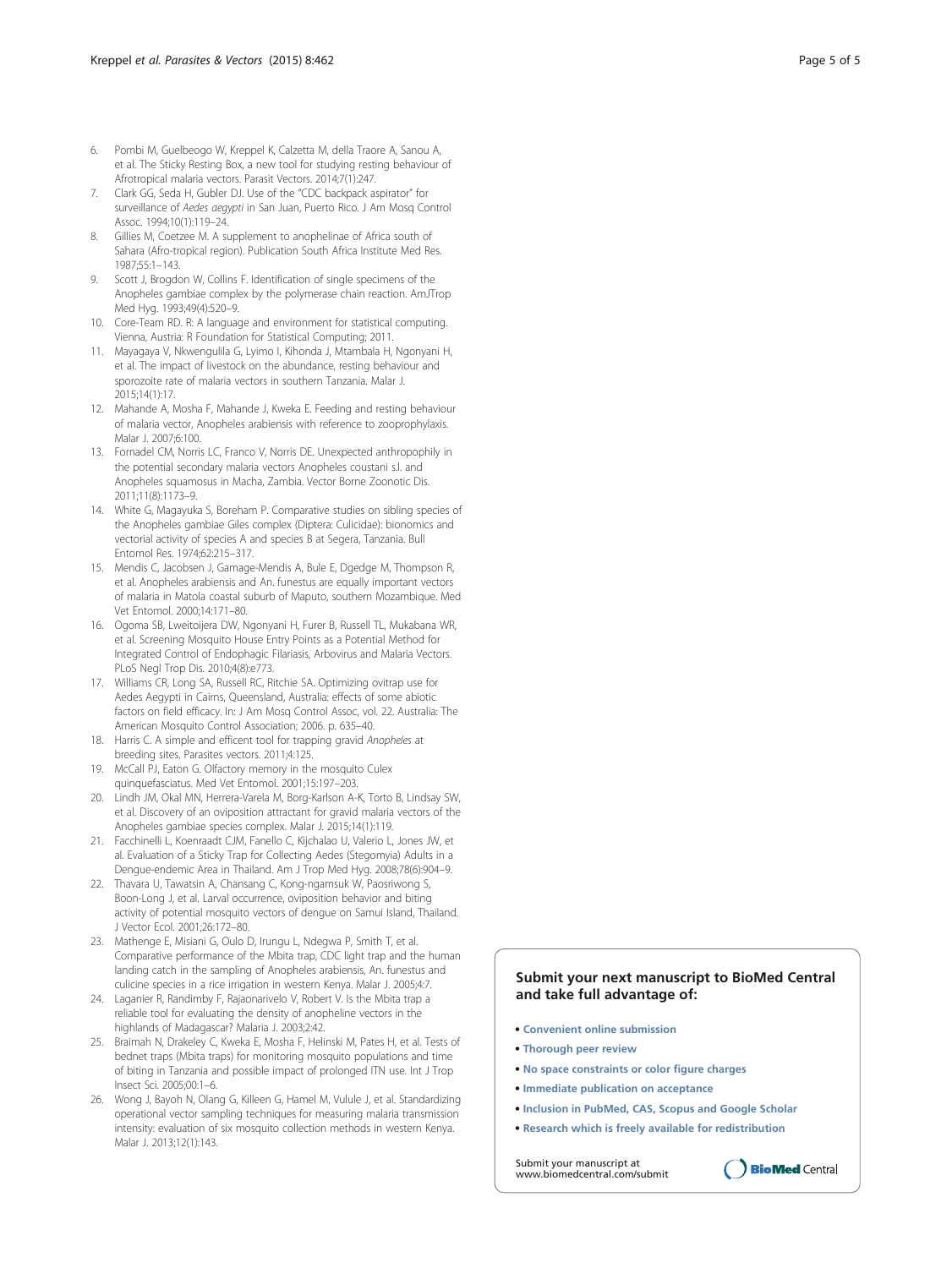6. Pombi M, Guelbeogo W, Kreppel K, Calzetta M, della Traore A, Sanou A, et al. The Sticky Resting Box, a new tool for studying resting behaviour of Afrotropical malaria vectors. Parasit Vectors. 2014;7(1):247.
7. Clark GG, Seda H, Gubler DJ. Use of the "CDC backpack aspirator" for surveillance of *Aedes aegypti* in San Juan, Puerto Rico. J Am Mosq Control Assoc. 1994;10(1):119–24.
8. Gillies M, Coetzee M. A supplement to anophelinae of Africa south of Sahara (Afro-tropical region). Publication South Africa Institute Med Res. 1987;55:1–143.
9. Scott J, Brogdon W, Collins F. Identification of single specimens of the Anopheles gambiae complex by the polymerase chain reaction. AmJTrop Med Hyg. 1993;49(4):520–9.
10. Core-Team RD. R: A language and environment for statistical computing. Vienna, Austria: R Foundation for Statistical Computing; 2011.
11. Mayagaya V, Nkwengulila G, Lyimo I, Kihonda J, Mtambala H, Ngonyani H, et al. The impact of livestock on the abundance, resting behaviour and sporozoite rate of malaria vectors in southern Tanzania. Malar J. 2015;14(1):17.
12. Mahande A, Mosha F, Mahande J, Kweka E. Feeding and resting behaviour of malaria vector, Anopheles arabiensis with reference to zooprophylaxis. Malar J. 2007;6:100.
13. Fornadel CM, Norris LC, Franco V, Norris DE. Unexpected anthropophily in the potential secondary malaria vectors Anopheles coustani s.l. and Anopheles squamosus in Macha, Zambia. Vector Borne Zoonotic Dis. 2011;11(8):1173–9.
14. White G, Magayuka S, Boreham P. Comparative studies on sibling species of the Anopheles gambiae Giles complex (Diptera: Culicidae): bionomics and vectorial activity of species A and species B at Segera, Tanzania. Bull Entomol Res. 1974;62:215–317.
15. Mendis C, Jacobsen J, Gamage-Mendis A, Bule E, Dgedge M, Thompson R, et al. Anopheles arabiensis and An. funestus are equally important vectors of malaria in Matola coastal suburb of Maputo, southern Mozambique. Med Vet Entomol. 2000;14:171–80.
16. Ogoma SB, Lweitoijera DW, Ngonyani H, Furer B, Russell TL, Mukabana WR, et al. Screening Mosquito House Entry Points as a Potential Method for Integrated Control of Endophagic Filariasis, Arbovirus and Malaria Vectors. PLoS Negl Trop Dis. 2010;4(8):e773.
17. Williams CR, Long SA, Russell RC, Ritchie SA. Optimizing ovitrap use for Aedes Aegypti in Cairns, Queensland, Australia: effects of some abiotic factors on field efficacy. In: J Am Mosq Control Assoc, vol. 22. Australia: The American Mosquito Control Association; 2006. p. 635–40.
18. Harris C. A simple and efficent tool for trapping gravid *Anopheles* at breeding sites. Parasites vectors. 2011;4:125.
19. McCall PJ, Eaton G. Olfactory memory in the mosquito Culex quinquefasciatus. Med Vet Entomol. 2001;15:197–203.
20. Lindh JM, Okal MN, Herrera-Varela M, Borg-Karlson A-K, Torto B, Lindsay SW, et al. Discovery of an oviposition attractant for gravid malaria vectors of the Anopheles gambiae species complex. Malar J. 2015;14(1):119.
21. Facchinelli L, Koenraadt CJM, Fanello C, Kijchalao U, Valerio L, Jones JW, et al. Evaluation of a Sticky Trap for Collecting Aedes (Stegomyia) Adults in a Dengue-endemic Area in Thailand. Am J Trop Med Hyg. 2008;78(6):904–9.
22. Thavara U, Tawatsin A, Chansang C, Kong-ngamsuk W, Paosriwong S, Boon-Long J, et al. Larval occurrence, oviposition behavior and biting activity of potential mosquito vectors of dengue on Samui Island, Thailand. J Vector Ecol. 2001;26:172–80.
23. Mathenge E, Misiani G, Oulo D, Irungu L, Ndegwa P, Smith T, et al. Comparative performance of the Mbita trap, CDC light trap and the human landing catch in the sampling of Anopheles arabiensis, An. funestus and culicine species in a rice irrigation in western Kenya. Malar J. 2005;4:7.
24. Laganier R, Randimby F, Rajaonarivelo V, Robert V. Is the Mbita trap a reliable tool for evaluating the density of anopheline vectors in the highlands of Madagascar? Malaria J. 2003;2:42.
25. Braimah N, Drakeley C, Kweka E, Mosha F, Helinski M, Pates H, et al. Tests of bednet traps (Mbita traps) for monitoring mosquito populations and time of biting in Tanzania and possible impact of prolonged ITN use. Int J Trop Insect Sci. 2005;00:1–6.
26. Wong J, Bayoh N, Olang G, Killeen G, Hamel M, Vulule J, et al. Standardizing operational vector sampling techniques for measuring malaria transmission intensity: evaluation of six mosquito collection methods in western Kenya. Malar J. 2013;12(1):143.

**Submit your next manuscript to BioMed Central and take full advantage of:**

- **Convenient online submission**
- **Thorough peer review**
- **No space constraints or color figure charges**
- **Immediate publication on acceptance**
- **Inclusion in PubMed, CAS, Scopus and Google Scholar**
- **Research which is freely available for redistribution**

Submit your manuscript at
www.biomedcentral.com/submit

BioMed Central